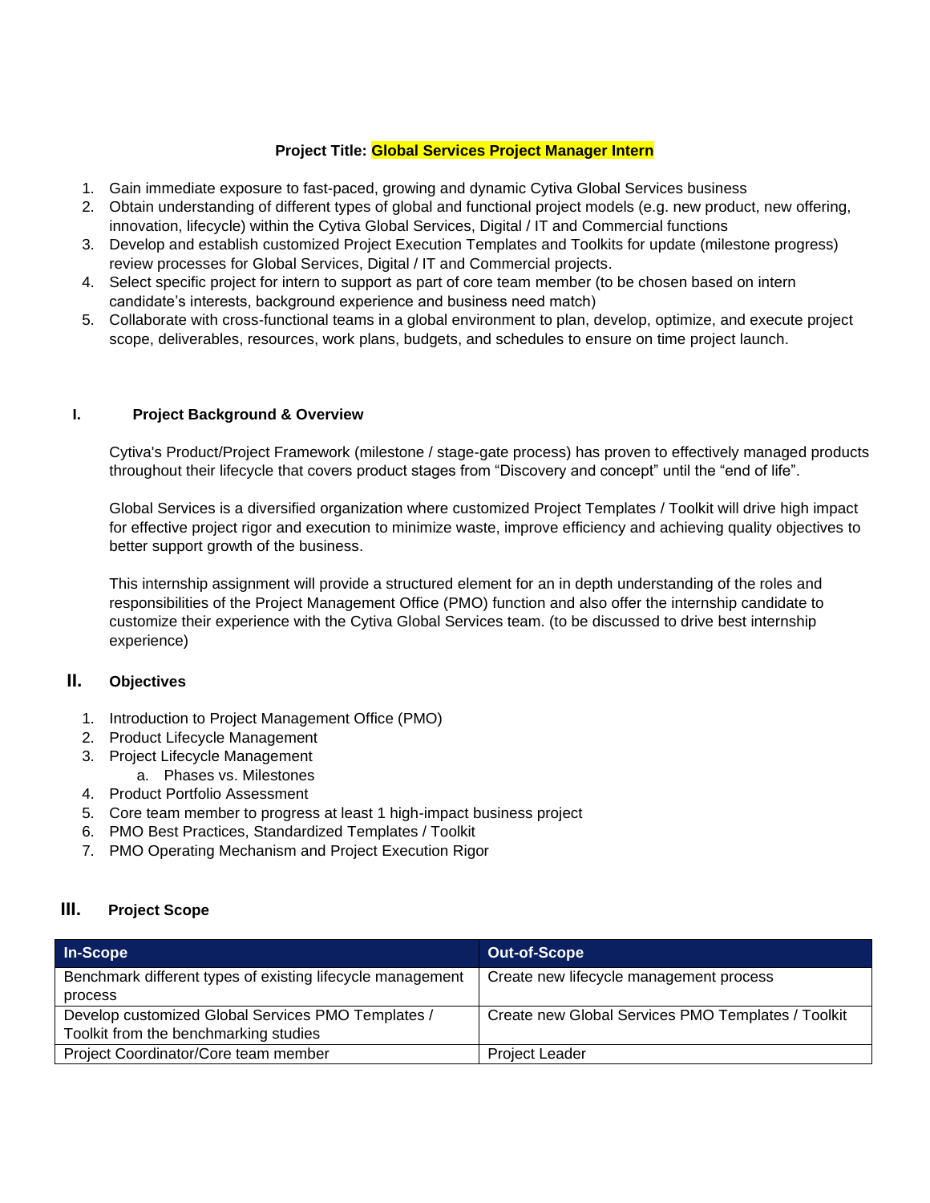**Project Title: Global Services Project Manager Intern**

1. Gain immediate exposure to fast-paced, growing and dynamic Cytiva Global Services business
2. Obtain understanding of different types of global and functional project models (e.g. new product, new offering, innovation, lifecycle) within the Cytiva Global Services, Digital / IT and Commercial functions
3. Develop and establish customized Project Execution Templates and Toolkits for update (milestone progress) review processes for Global Services, Digital / IT and Commercial projects.
4. Select specific project for intern to support as part of core team member (to be chosen based on intern candidate's interests, background experience and business need match)
5. Collaborate with cross-functional teams in a global environment to plan, develop, optimize, and execute project scope, deliverables, resources, work plans, budgets, and schedules to ensure on time project launch.

## I. Project Background & Overview

Cytiva's Product/Project Framework (milestone / stage-gate process) has proven to effectively managed products throughout their lifecycle that covers product stages from "Discovery and concept" until the "end of life".

Global Services is a diversified organization where customized Project Templates / Toolkit will drive high impact for effective project rigor and execution to minimize waste, improve efficiency and achieving quality objectives to better support growth of the business.

This internship assignment will provide a structured element for an in depth understanding of the roles and responsibilities of the Project Management Office (PMO) function and also offer the internship candidate to customize their experience with the Cytiva Global Services team. (to be discussed to drive best internship experience)

## II. Objectives

1. Introduction to Project Management Office (PMO)
2. Product Lifecycle Management
3. Project Lifecycle Management
   a. Phases vs. Milestones
4. Product Portfolio Assessment
5. Core team member to progress at least 1 high-impact business project
6. PMO Best Practices, Standardized Templates / Toolkit
7. PMO Operating Mechanism and Project Execution Rigor

## III. Project Scope

| In-Scope | Out-of-Scope |
|---|---|
| Benchmark different types of existing lifecycle management process | Create new lifecycle management process |
| Develop customized Global Services PMO Templates / Toolkit from the benchmarking studies | Create new Global Services PMO Templates / Toolkit |
| Project Coordinator/Core team member | Project Leader |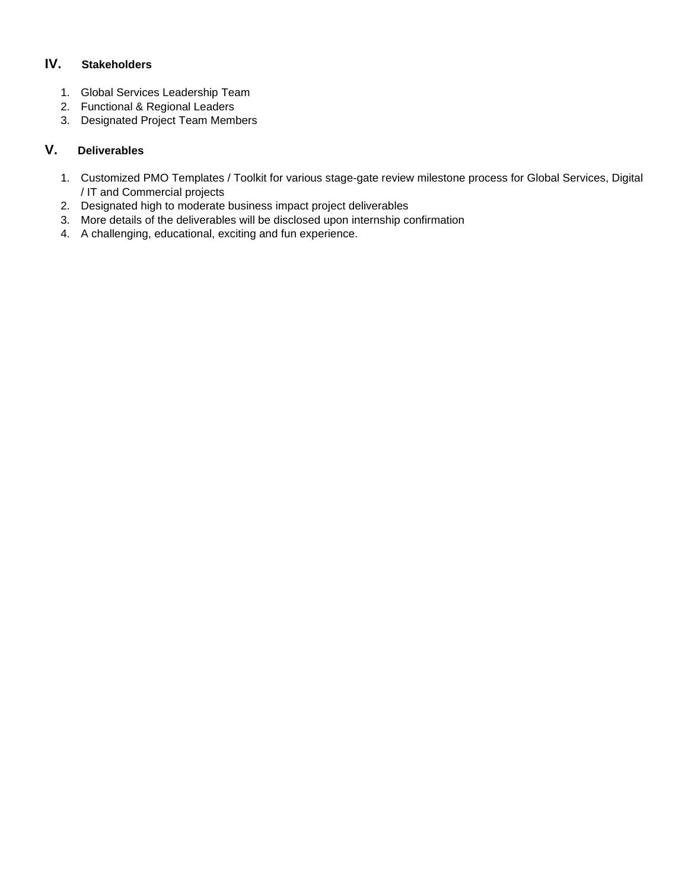## IV. Stakeholders

1. Global Services Leadership Team
2. Functional & Regional Leaders
3. Designated Project Team Members

## V. Deliverables

1. Customized PMO Templates / Toolkit for various stage-gate review milestone process for Global Services, Digital / IT and Commercial projects
2. Designated high to moderate business impact project deliverables
3. More details of the deliverables will be disclosed upon internship confirmation
4. A challenging, educational, exciting and fun experience.